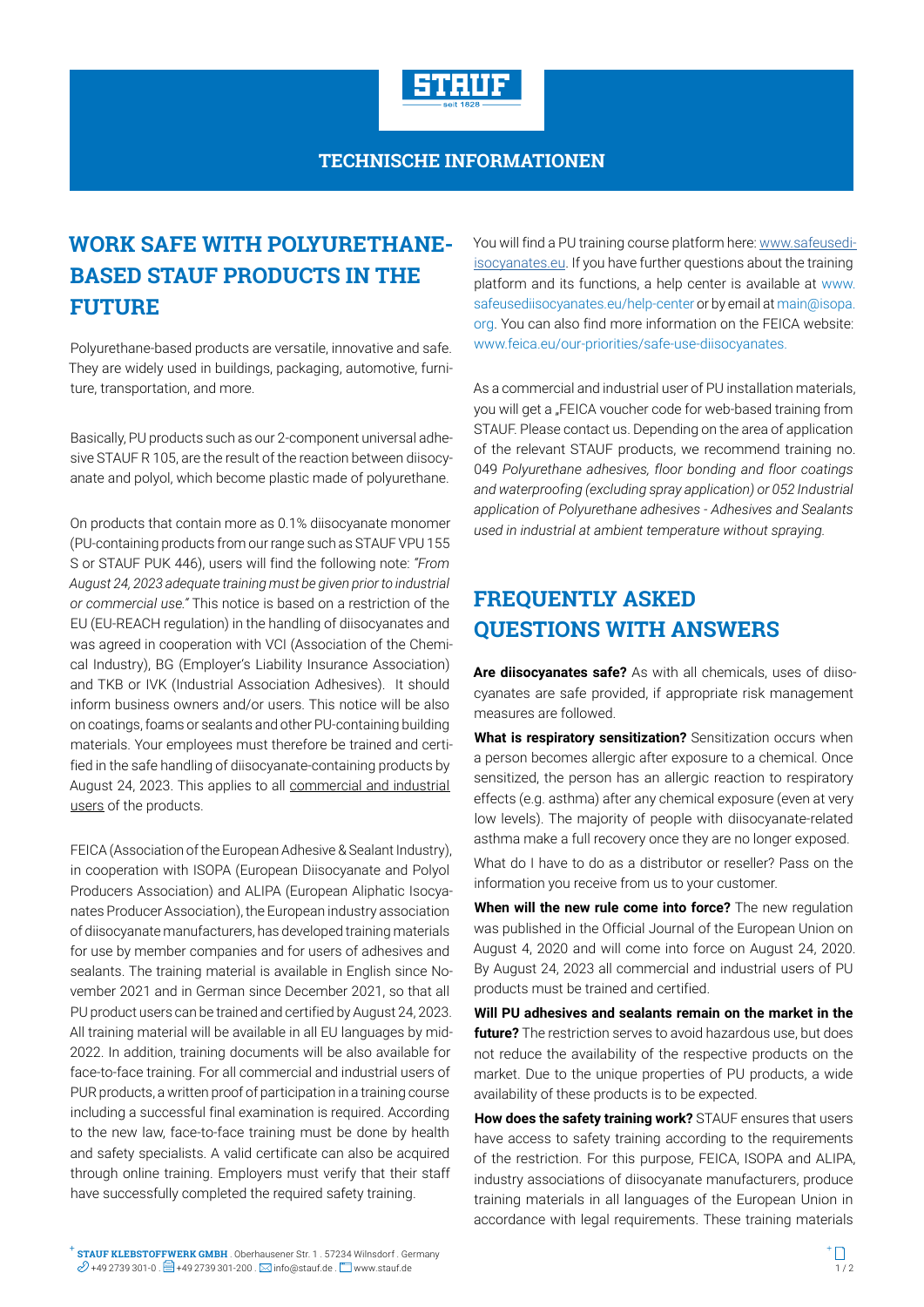TECHNISCHE INFORMATIONEN

# WORK SAFE WITH POLYURETHANE-BASED STAUF PRODUCTS IN THE FUTURE

Polyurethane-based products are versatile, innovative and safe. They are widely used in buildings, packaging, automotive, furniture, transportation, and more.

Basically, PU products such as our 2-component universal adhesive STAUF R 105, are the result of the reaction between diisocyanate and polyol, which become plastic made of polyurethane.

On products that contain more as 0.1% diisocyanate monomer (PU-containing products from our range such as STAUF VPU 155 S or STAUF PUK 446), users will find the following note: *"From August 24, 2023 adequate training must be given prior to industrial or commercial use."* This notice is based on a restriction of the EU (EU-REACH regulation) in the handling of diisocyanates and was agreed in cooperation with VCI (Association of the Chemical Industry), BG (Employer's Liability Insurance Association) and TKB or IVK (Industrial Association Adhesives). It should inform business owners and/or users. This notice will be also on coatings, foams or sealants and other PU-containing building materials. Your employees must therefore be trained and certified in the safe handling of diisocyanate-containing products by August 24, 2023. This applies to all commercial and industrial users of the products.

FEICA (Association of the European Adhesive & Sealant Industry), in cooperation with ISOPA (European Diisocyanate and Polyol Producers Association) and ALIPA (European Aliphatic Isocyanates Producer Association), the European industry association of diisocyanate manufacturers, has developed training materials for use by member companies and for users of adhesives and sealants. The training material is available in English since November 2021 and in German since December 2021, so that all PU product users can be trained and certified by August 24, 2023. All training material will be available in all EU languages by mid-2022. In addition, training documents will be also available for face-to-face training. For all commercial and industrial users of PUR products, a written proof of participation in a training course including a successful final examination is required. According to the new law, face-to-face training must be done by health and safety specialists. A valid certificate can also be acquired through online training. Employers must verify that their staff have successfully completed the required safety training.

You will find a PU training course platform here: www.safeusediisocyanates.eu. If you have further questions about the training platform and its functions, a help center is available at www.safeusediisocyanates.eu/help-center or by email at main@isopa.org. You can also find more information on the FEICA website: www.feica.eu/our-priorities/safe-use-diisocyanates.

As a commercial and industrial user of PU installation materials, you will get a „FEICA voucher code for web-based training from STAUF. Please contact us. Depending on the area of application of the relevant STAUF products, we recommend training no. 049 *Polyurethane adhesives, floor bonding and floor coatings and waterproofing (excluding spray application)* or 052 *Industrial application of Polyurethane adhesives - Adhesives and Sealants used in industrial at ambient temperature without spraying.*

# FREQUENTLY ASKED QUESTIONS WITH ANSWERS

**Are diisocyanates safe?** As with all chemicals, uses of diisocyanates are safe provided, if appropriate risk management measures are followed.

**What is respiratory sensitization?** Sensitization occurs when a person becomes allergic after exposure to a chemical. Once sensitized, the person has an allergic reaction to respiratory effects (e.g. asthma) after any chemical exposure (even at very low levels). The majority of people with diisocyanate-related asthma make a full recovery once they are no longer exposed.

What do I have to do as a distributor or reseller? Pass on the information you receive from us to your customer.

**When will the new rule come into force?** The new regulation was published in the Official Journal of the European Union on August 4, 2020 and will come into force on August 24, 2020. By August 24, 2023 all commercial and industrial users of PU products must be trained and certified.

**Will PU adhesives and sealants remain on the market in the future?** The restriction serves to avoid hazardous use, but does not reduce the availability of the respective products on the market. Due to the unique properties of PU products, a wide availability of these products is to be expected.

**How does the safety training work?** STAUF ensures that users have access to safety training according to the requirements of the restriction. For this purpose, FEICA, ISOPA and ALIPA, industry associations of diisocyanate manufacturers, produce training materials in all languages of the European Union in accordance with legal requirements. These training materials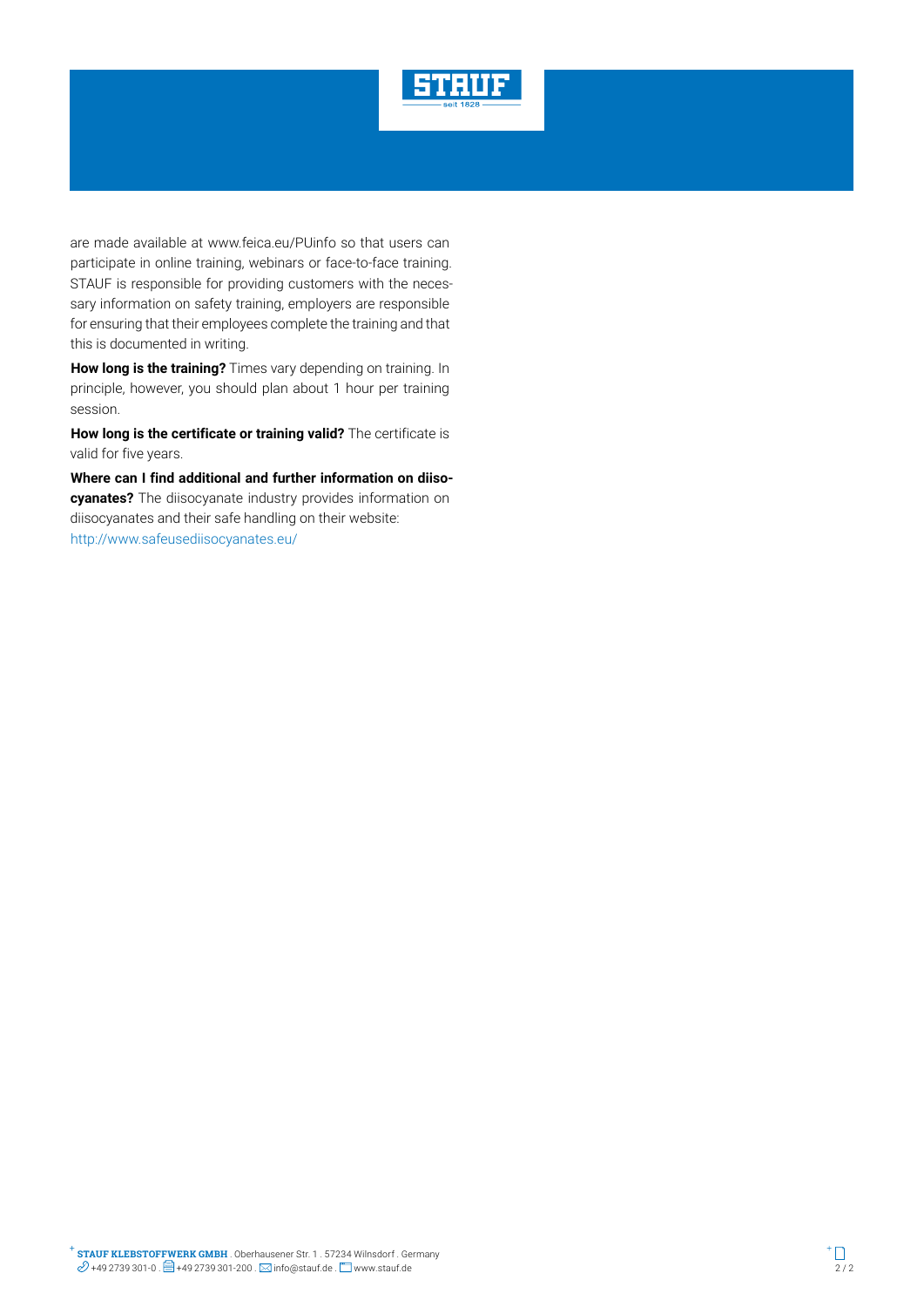are made available at www.feica.eu/PUinfo so that users can participate in online training, webinars or face-to-face training. STAUF is responsible for providing customers with the necessary information on safety training, employers are responsible for ensuring that their employees complete the training and that this is documented in writing.

**How long is the training?** Times vary depending on training. In principle, however, you should plan about 1 hour per training session.

**How long is the certificate or training valid?** The certificate is valid for five years.

**Where can I find additional and further information on diisocyanates?** The diisocyanate industry provides information on diisocyanates and their safe handling on their website: http://www.safeusediisocyanates.eu/